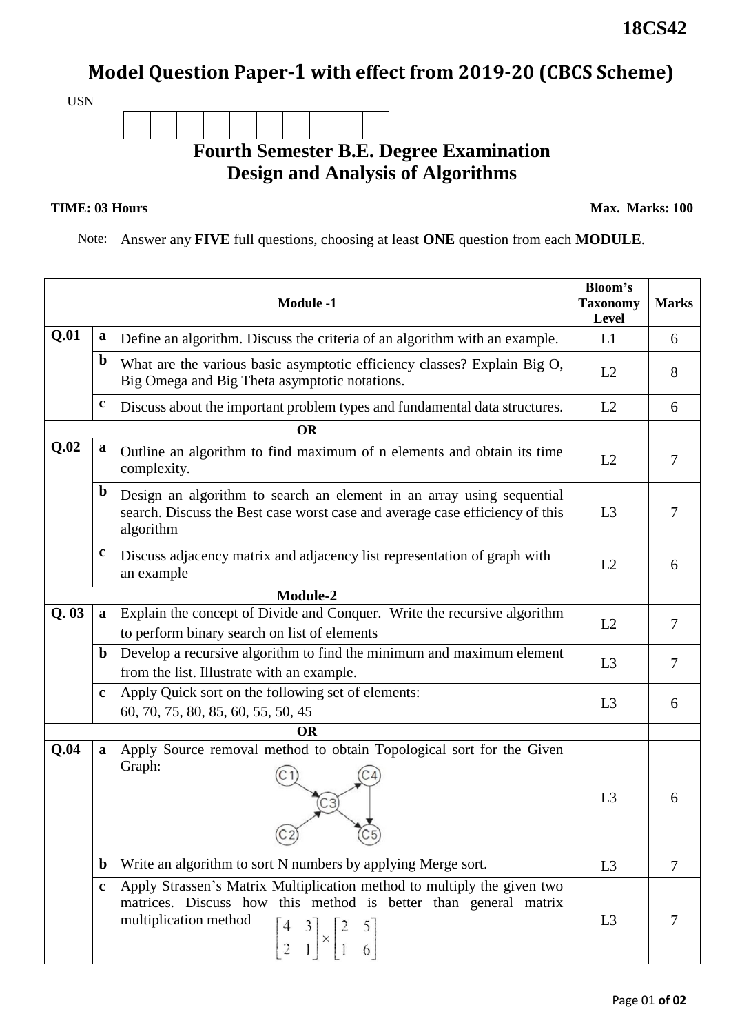18CS42

# Model Question Paper-1 with effect from 2019-20 (CBCS Scheme)

USN

## Fourth Semester B.E. Degree Examination
## Design and Analysis of Algorithms

**TIME: 03 Hours** **Max. Marks: 100**

Note: Answer any **FIVE** full questions, choosing at least **ONE** question from each **MODULE**.

| | | **Module -1** | **Bloom's Taxonomy Level** | **Marks** |
|---|---|---|---|---|
| **Q.01** | **a** | Define an algorithm. Discuss the criteria of an algorithm with an example. | L1 | 6 |
| | **b** | What are the various basic asymptotic efficiency classes? Explain Big O, Big Omega and Big Theta asymptotic notations. | L2 | 8 |
| | **c** | Discuss about the important problem types and fundamental data structures. | L2 | 6 |
| | | **OR** | | |
| **Q.02** | **a** | Outline an algorithm to find maximum of n elements and obtain its time complexity. | L2 | 7 |
| | **b** | Design an algorithm to search an element in an array using sequential search. Discuss the Best case worst case and average case efficiency of this algorithm | L3 | 7 |
| | **c** | Discuss adjacency matrix and adjacency list representation of graph with an example | L2 | 6 |
| | | **Module-2** | | |
| **Q. 03** | **a** | Explain the concept of Divide and Conquer. Write the recursive algorithm to perform binary search on list of elements | L2 | 7 |
| | **b** | Develop a recursive algorithm to find the minimum and maximum element from the list. Illustrate with an example. | L3 | 7 |
| | **c** | Apply Quick sort on the following set of elements: 60, 70, 75, 80, 85, 60, 55, 50, 45 | L3 | 6 |
| | | **OR** | | |
| **Q.04** | **a** | Apply Source removal method to obtain Topological sort for the Given Graph: (Graph with vertices C1, C2, C3, C4, C5; edges C1→C3, C2→C3, C3→C4, C3→C5, C4→C5) | L3 | 6 |
| | **b** | Write an algorithm to sort N numbers by applying Merge sort. | L3 | 7 |
| | **c** | Apply Strassen's Matrix Multiplication method to multiply the given two matrices. Discuss how this method is better than general matrix multiplication method $\begin{bmatrix} 4 & 3 \\ 2 & 1 \end{bmatrix} \times \begin{bmatrix} 2 & 5 \\ 1 & 6 \end{bmatrix}$ | L3 | 7 |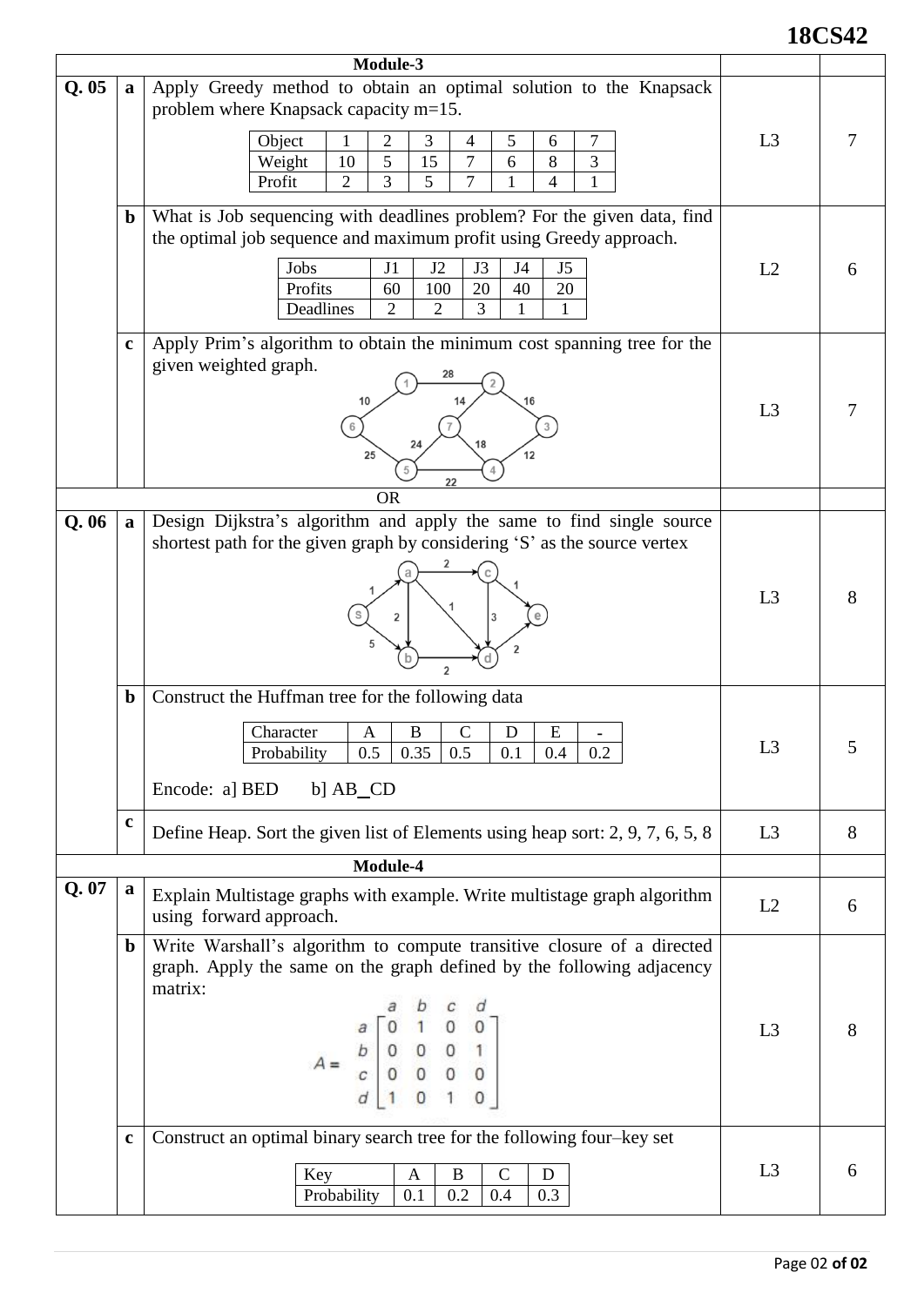## Module-3

**Q. 05**

**a** Apply Greedy method to obtain an optimal solution to the Knapsack problem where Knapsack capacity m=15. (L3, 7)

| Object | 1 | 2 | 3 | 4 | 5 | 6 | 7 |
|---|---|---|---|---|---|---|---|
| Weight | 10 | 5 | 15 | 7 | 6 | 8 | 3 |
| Profit | 2 | 3 | 5 | 7 | 1 | 4 | 1 |

**b** What is Job sequencing with deadlines problem? For the given data, find the optimal job sequence and maximum profit using Greedy approach. (L2, 6)

| Jobs | J1 | J2 | J3 | J4 | J5 |
|---|---|---|---|---|---|
| Profits | 60 | 100 | 20 | 40 | 20 |
| Deadlines | 2 | 2 | 3 | 1 | 1 |

**c** Apply Prim's algorithm to obtain the minimum cost spanning tree for the given weighted graph. (L3, 7)

Edges: 1–2 (28), 1–6 (10), 2–7 (14), 2–3 (16), 6–5 (25), 7–5 (24), 7–4 (18), 3–4 (12), 5–4 (22)

OR

**Q. 06**

**a** Design Dijkstra's algorithm and apply the same to find single source shortest path for the given graph by considering 'S' as the source vertex (L3, 8)

Edges: S→a (1), S→b (5), a→c (2), a→b (2), a→d (1), c→e (1), c→d (3), b→d (2), d→e (2)

**b** Construct the Huffman tree for the following data (L3, 5)

| Character | A | B | C | D | E | - |
|---|---|---|---|---|---|---|
| Probability | 0.5 | 0.35 | 0.5 | 0.1 | 0.4 | 0.2 |

Encode: a] BED b] AB_CD

**c** Define Heap. Sort the given list of Elements using heap sort: 2, 9, 7, 6, 5, 8 (L3, 8)

## Module-4

**Q. 07**

**a** Explain Multistage graphs with example. Write multistage graph algorithm using forward approach. (L2, 6)

**b** Write Warshall's algorithm to compute transitive closure of a directed graph. Apply the same on the graph defined by the following adjacency matrix: (L3, 8)

$$A = \begin{array}{c} \\ a \\ b \\ c \\ d \end{array} \begin{array}{c} \begin{matrix} a & b & c & d \end{matrix} \\ \begin{bmatrix} 0 & 1 & 0 & 0 \\ 0 & 0 & 0 & 1 \\ 0 & 0 & 0 & 0 \\ 1 & 0 & 1 & 0 \end{bmatrix} \end{array}$$

**c** Construct an optimal binary search tree for the following four–key set (L3, 6)

| Key | A | B | C | D |
|---|---|---|---|---|
| Probability | 0.1 | 0.2 | 0.4 | 0.3 |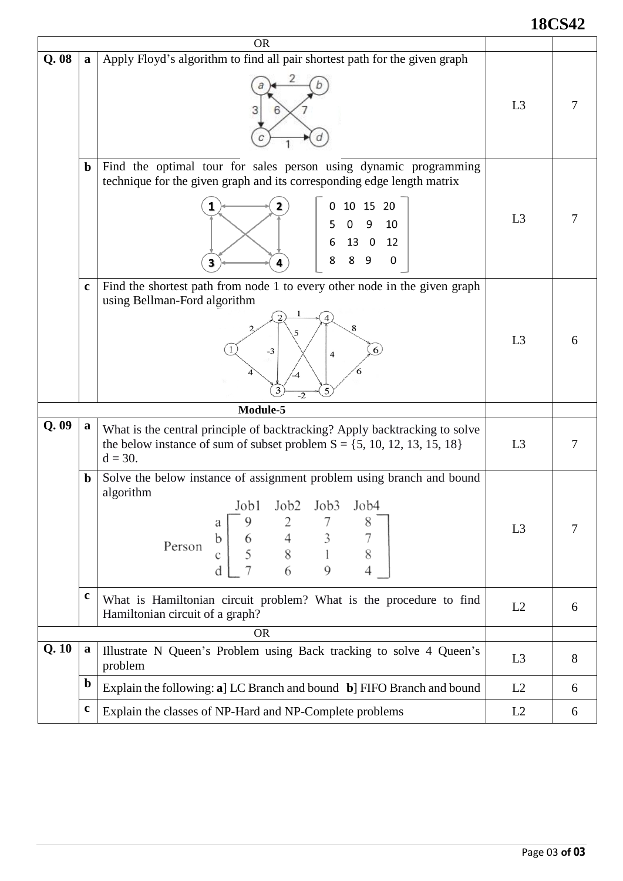| | | | | |
|---|---|---|---|---|
| | | OR | | |
| Q. 08 | a | Apply Floyd's algorithm to find all pair shortest path for the given graph | L3 | 7 |
| | b | Find the optimal tour for sales person using dynamic programming technique for the given graph and its corresponding edge length matrix $\begin{bmatrix} 0 & 10 & 15 & 20 \\ 5 & 0 & 9 & 10 \\ 6 & 13 & 0 & 12 \\ 8 & 8 & 9 & 0 \end{bmatrix}$ | L3 | 7 |
| | c | Find the shortest path from node 1 to every other node in the given graph using Bellman-Ford algorithm | L3 | 6 |
| | | **Module-5** | | |
| Q. 09 | a | What is the central principle of backtracking? Apply backtracking to solve the below instance of sum of subset problem S = {5, 10, 12, 13, 15, 18} d = 30. | L3 | 7 |
| | b | Solve the below instance of assignment problem using branch and bound algorithm<br>Person × Job1 Job2 Job3 Job4<br>$\begin{bmatrix} 9 & 2 & 7 & 8 \\ 6 & 4 & 3 & 7 \\ 5 & 8 & 1 & 8 \\ 7 & 6 & 9 & 4 \end{bmatrix}$ (rows a, b, c, d) | L3 | 7 |
| | c | What is Hamiltonian circuit problem? What is the procedure to find Hamiltonian circuit of a graph? | L2 | 6 |
| | | OR | | |
| Q. 10 | a | Illustrate N Queen's Problem using Back tracking to solve 4 Queen's problem | L3 | 8 |
| | b | Explain the following: **a**] LC Branch and bound **b**] FIFO Branch and bound | L2 | 6 |
| | c | Explain the classes of NP-Hard and NP-Complete problems | L2 | 6 |